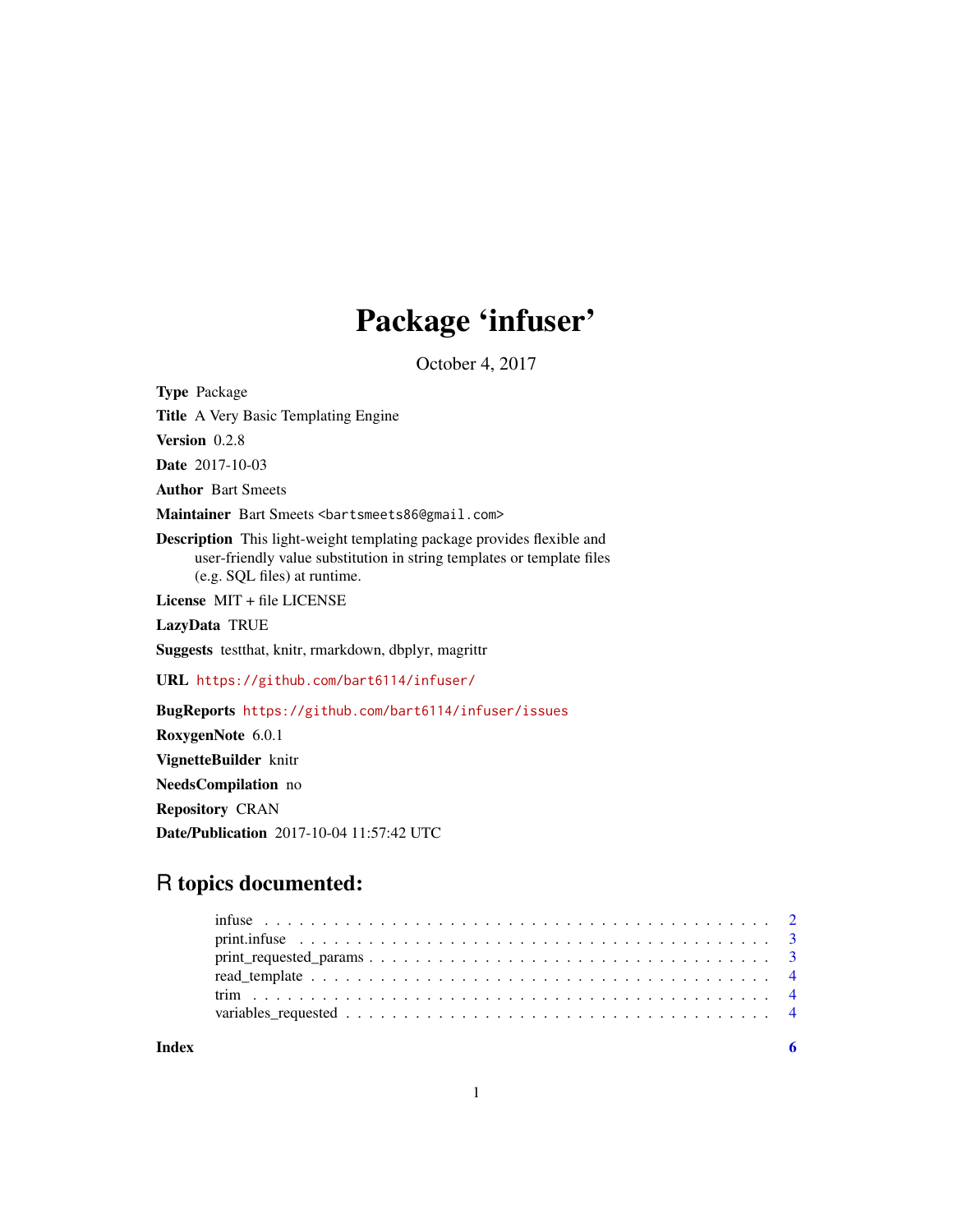# Package 'infuser'

October 4, 2017

**Type** Package

**Title** A Very Basic Templating Engine

**Version** 0.2.8

**Date** 2017-10-03

**Author** Bart Smeets

**Maintainer** Bart Smeets <bartsmeets86@gmail.com>

**Description** This light-weight templating package provides flexible and user-friendly value substitution in string templates or template files (e.g. SQL files) at runtime.

**License** MIT + file LICENSE

**LazyData** TRUE

**Suggests** testthat, knitr, rmarkdown, dbplyr, magrittr

**URL** https://github.com/bart6114/infuser/

**BugReports** https://github.com/bart6114/infuser/issues

**RoxygenNote** 6.0.1

**VignetteBuilder** knitr

**NeedsCompilation** no

**Repository** CRAN

**Date/Publication** 2017-10-04 11:57:42 UTC

## R topics documented:

- infuse . . . . . . . . . . . . . . . . . . . . . . . . . . . . . . . . . . . . . . . . . . . . 2
- print.infuse . . . . . . . . . . . . . . . . . . . . . . . . . . . . . . . . . . . . . . . . . 3
- print_requested_params . . . . . . . . . . . . . . . . . . . . . . . . . . . . . . . . . . 3
- read_template . . . . . . . . . . . . . . . . . . . . . . . . . . . . . . . . . . . . . . . . 4
- trim . . . . . . . . . . . . . . . . . . . . . . . . . . . . . . . . . . . . . . . . . . . . . 4
- variables_requested . . . . . . . . . . . . . . . . . . . . . . . . . . . . . . . . . . . . 4

**Index** 6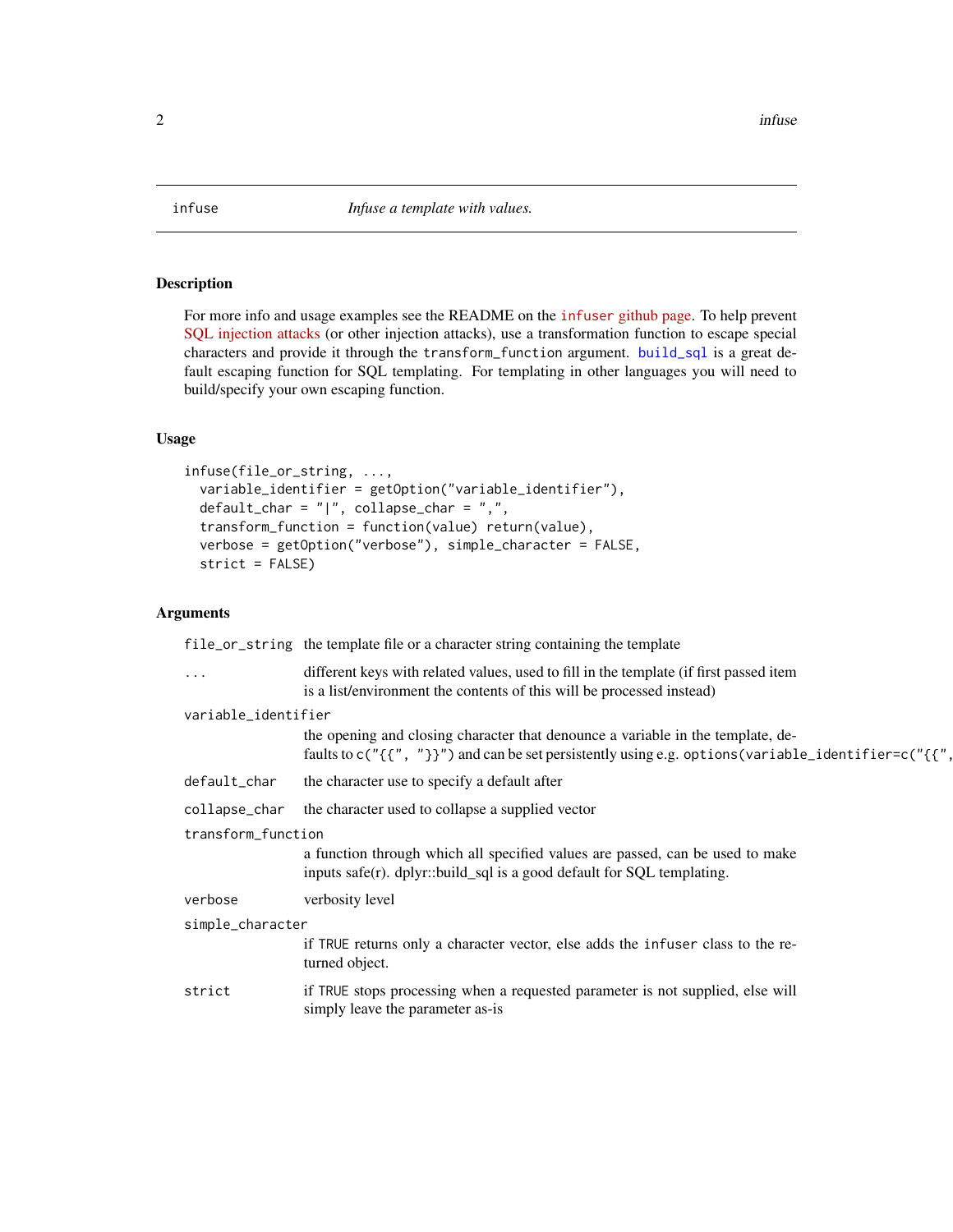`infuse` *Infuse a template with values.*

## Description

For more info and usage examples see the README on the `infuser` github page. To help prevent SQL injection attacks (or other injection attacks), use a transformation function to escape special characters and provide it through the `transform_function` argument. `build_sql` is a great default escaping function for SQL templating. For templating in other languages you will need to build/specify your own escaping function.

## Usage

```
infuse(file_or_string, ...,
  variable_identifier = getOption("variable_identifier"),
  default_char = "|", collapse_char = ",",
  transform_function = function(value) return(value),
  verbose = getOption("verbose"), simple_character = FALSE,
  strict = FALSE)
```

## Arguments

| Argument | Description |
|---|---|
| `file_or_string` | the template file or a character string containing the template |
| `...` | different keys with related values, used to fill in the template (if first passed item is a list/environment the contents of this will be processed instead) |
| `variable_identifier` | the opening and closing character that denounce a variable in the template, defaults to `c("{{", "}}")` and can be set persistently using e.g. `options(variable_identifier=c("{{",` |
| `default_char` | the character use to specify a default after |
| `collapse_char` | the character used to collapse a supplied vector |
| `transform_function` | a function through which all specified values are passed, can be used to make inputs safe(r). dplyr::build_sql is a good default for SQL templating. |
| `verbose` | verbosity level |
| `simple_character` | if `TRUE` returns only a character vector, else adds the `infuser` class to the returned object. |
| `strict` | if `TRUE` stops processing when a requested parameter is not supplied, else will simply leave the parameter as-is |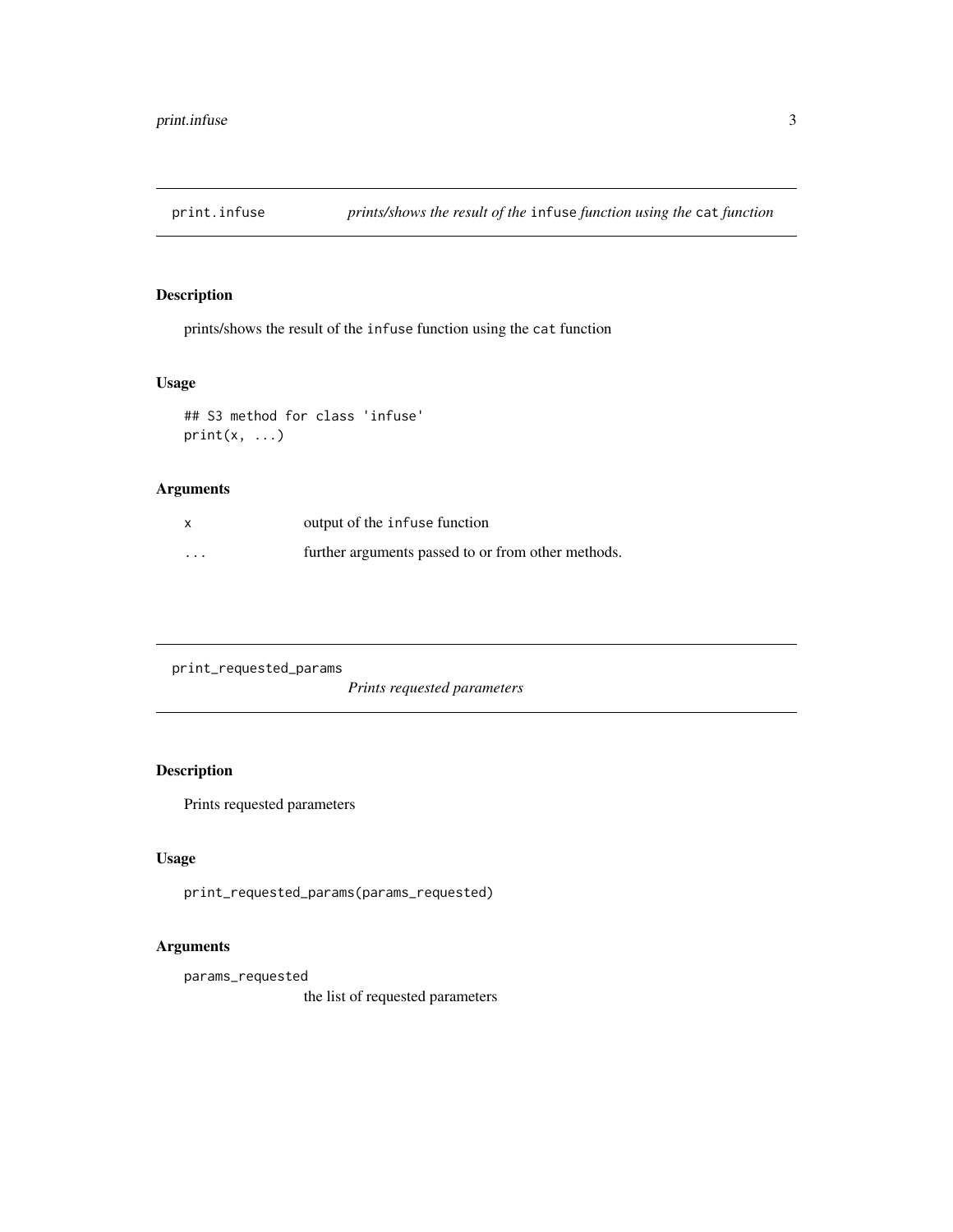## print.infuse — *prints/shows the result of the `infuse` function using the `cat` function*

### Description

prints/shows the result of the `infuse` function using the `cat` function

### Usage

```
## S3 method for class 'infuse'
print(x, ...)
```

### Arguments

| | |
|---|---|
| `x` | output of the `infuse` function |
| `...` | further arguments passed to or from other methods. |

## print_requested_params — *Prints requested parameters*

### Description

Prints requested parameters

### Usage

```
print_requested_params(params_requested)
```

### Arguments

| | |
|---|---|
| `params_requested` | the list of requested parameters |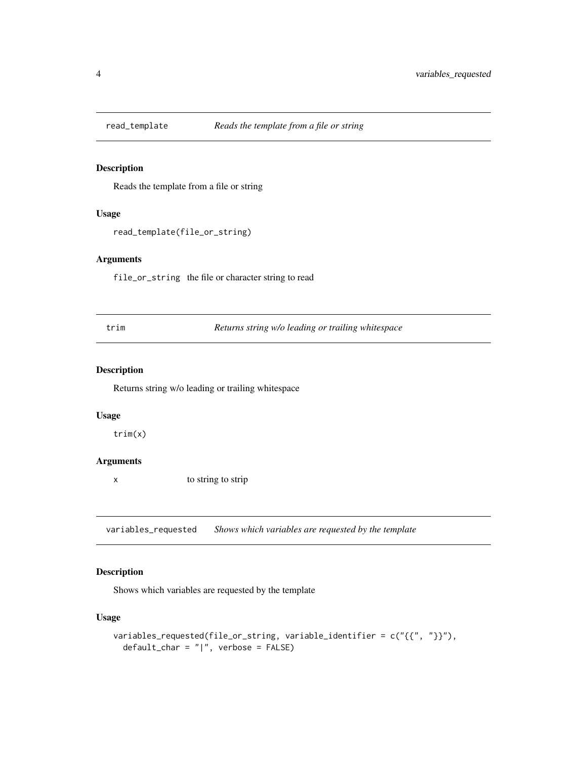## read_template — *Reads the template from a file or string*

### Description

Reads the template from a file or string

### Usage

```
read_template(file_or_string)
```

### Arguments

| | |
|---|---|
| file_or_string | the file or character string to read |

## trim — *Returns string w/o leading or trailing whitespace*

### Description

Returns string w/o leading or trailing whitespace

### Usage

```
trim(x)
```

### Arguments

| | |
|---|---|
| x | to string to strip |

## variables_requested — *Shows which variables are requested by the template*

### Description

Shows which variables are requested by the template

### Usage

```
variables_requested(file_or_string, variable_identifier = c("{{", "}}"),
  default_char = "|", verbose = FALSE)
```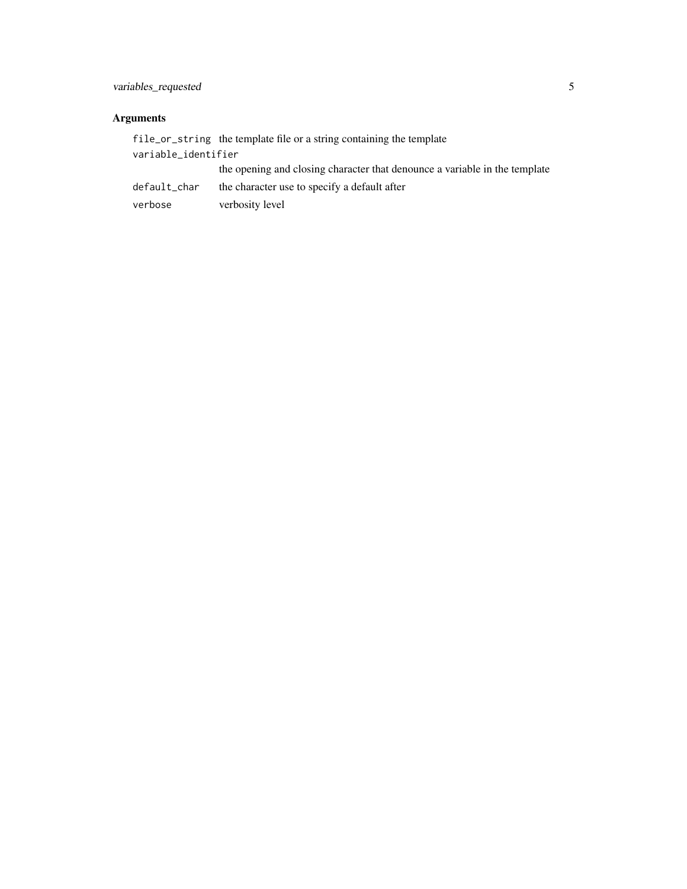## Arguments

| | |
|---|---|
| `file_or_string` | the template file or a string containing the template |
| `variable_identifier` | the opening and closing character that denounce a variable in the template |
| `default_char` | the character use to specify a default after |
| `verbose` | verbosity level |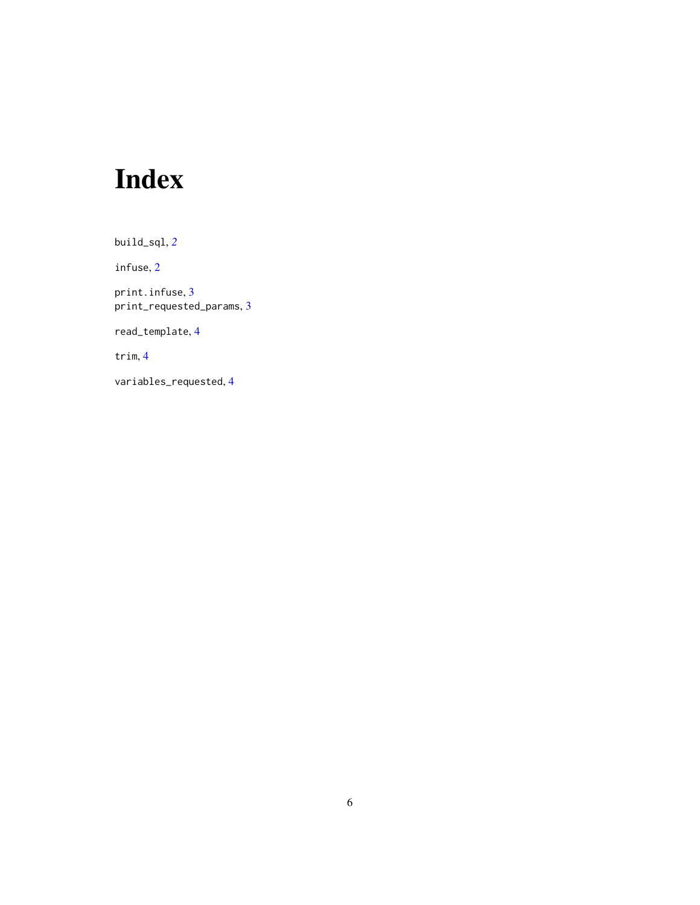# Index

build_sql, *2*

infuse, 2

print.infuse, 3
print_requested_params, 3

read_template, 4

trim, 4

variables_requested, 4